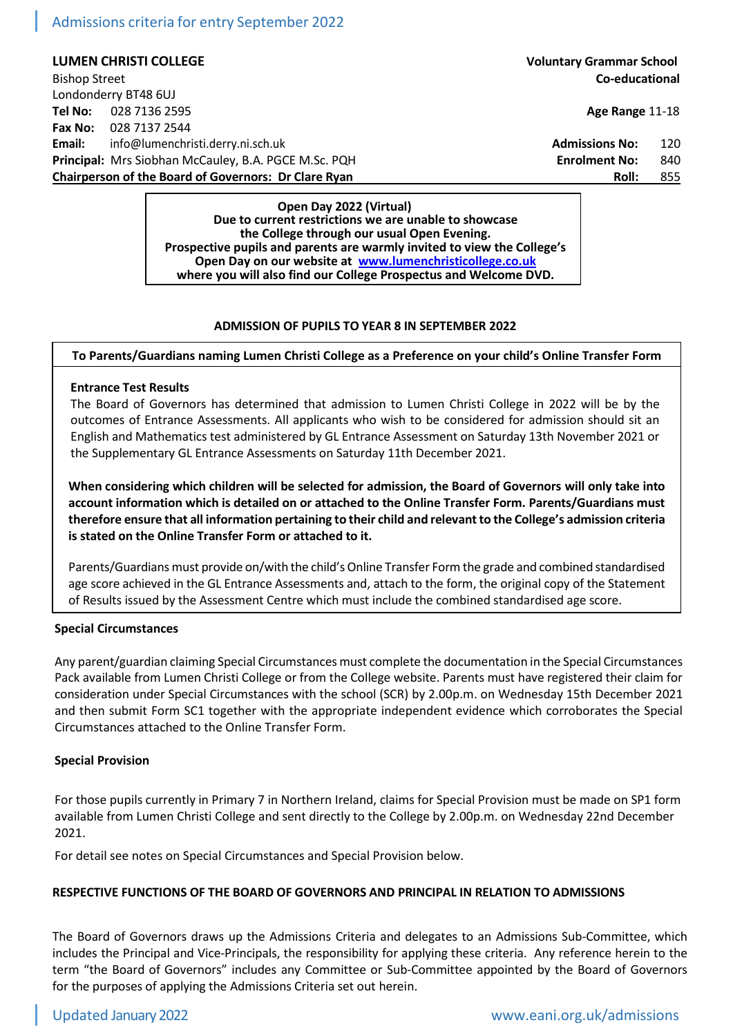Admissions criteria for entry September 2022

**LUMEN CHRISTI COLLEGE**
Bishop Street
Londonderry BT48 6UJ
**Tel No:** 028 7136 2595
**Fax No:** 028 7137 2544
**Email:** info@lumenchristi.derry.ni.sch.uk
**Principal:** Mrs Siobhan McCauley, B.A. PGCE M.Sc. PQH
**Chairperson of the Board of Governors: Dr Clare Ryan**

**Voluntary Grammar School**
**Co-educational**
**Age Range** 11-18
**Admissions No:** 120
**Enrolment No:** 840
**Roll:** 855

**Open Day 2022 (Virtual)**
**Due to current restrictions we are unable to showcase the College through our usual Open Evening.**
**Prospective pupils and parents are warmly invited to view the College's Open Day on our website at [www.lumenchristicollege.co.uk](http://www.lumenchristicollege.co.uk) where you will also find our College Prospectus and Welcome DVD.**

## ADMISSION OF PUPILS TO YEAR 8 IN SEPTEMBER 2022

**To Parents/Guardians naming Lumen Christi College as a Preference on your child's Online Transfer Form**

**Entrance Test Results**

The Board of Governors has determined that admission to Lumen Christi College in 2022 will be by the outcomes of Entrance Assessments. All applicants who wish to be considered for admission should sit an English and Mathematics test administered by GL Entrance Assessment on Saturday 13th November 2021 or the Supplementary GL Entrance Assessments on Saturday 11th December 2021.

**When considering which children will be selected for admission, the Board of Governors will only take into account information which is detailed on or attached to the Online Transfer Form. Parents/Guardians must therefore ensure that all information pertaining to their child and relevant to the College's admission criteria is stated on the Online Transfer Form or attached to it.**

Parents/Guardians must provide on/with the child's Online Transfer Form the grade and combined standardised age score achieved in the GL Entrance Assessments and, attach to the form, the original copy of the Statement of Results issued by the Assessment Centre which must include the combined standardised age score.

**Special Circumstances**

Any parent/guardian claiming Special Circumstances must complete the documentation in the Special Circumstances Pack available from Lumen Christi College or from the College website. Parents must have registered their claim for consideration under Special Circumstances with the school (SCR) by 2.00p.m. on Wednesday 15th December 2021 and then submit Form SC1 together with the appropriate independent evidence which corroborates the Special Circumstances attached to the Online Transfer Form.

**Special Provision**

For those pupils currently in Primary 7 in Northern Ireland, claims for Special Provision must be made on SP1 form available from Lumen Christi College and sent directly to the College by 2.00p.m. on Wednesday 22nd December 2021.

For detail see notes on Special Circumstances and Special Provision below.

**RESPECTIVE FUNCTIONS OF THE BOARD OF GOVERNORS AND PRINCIPAL IN RELATION TO ADMISSIONS**

The Board of Governors draws up the Admissions Criteria and delegates to an Admissions Sub-Committee, which includes the Principal and Vice-Principals, the responsibility for applying these criteria. Any reference herein to the term "the Board of Governors" includes any Committee or Sub-Committee appointed by the Board of Governors for the purposes of applying the Admissions Criteria set out herein.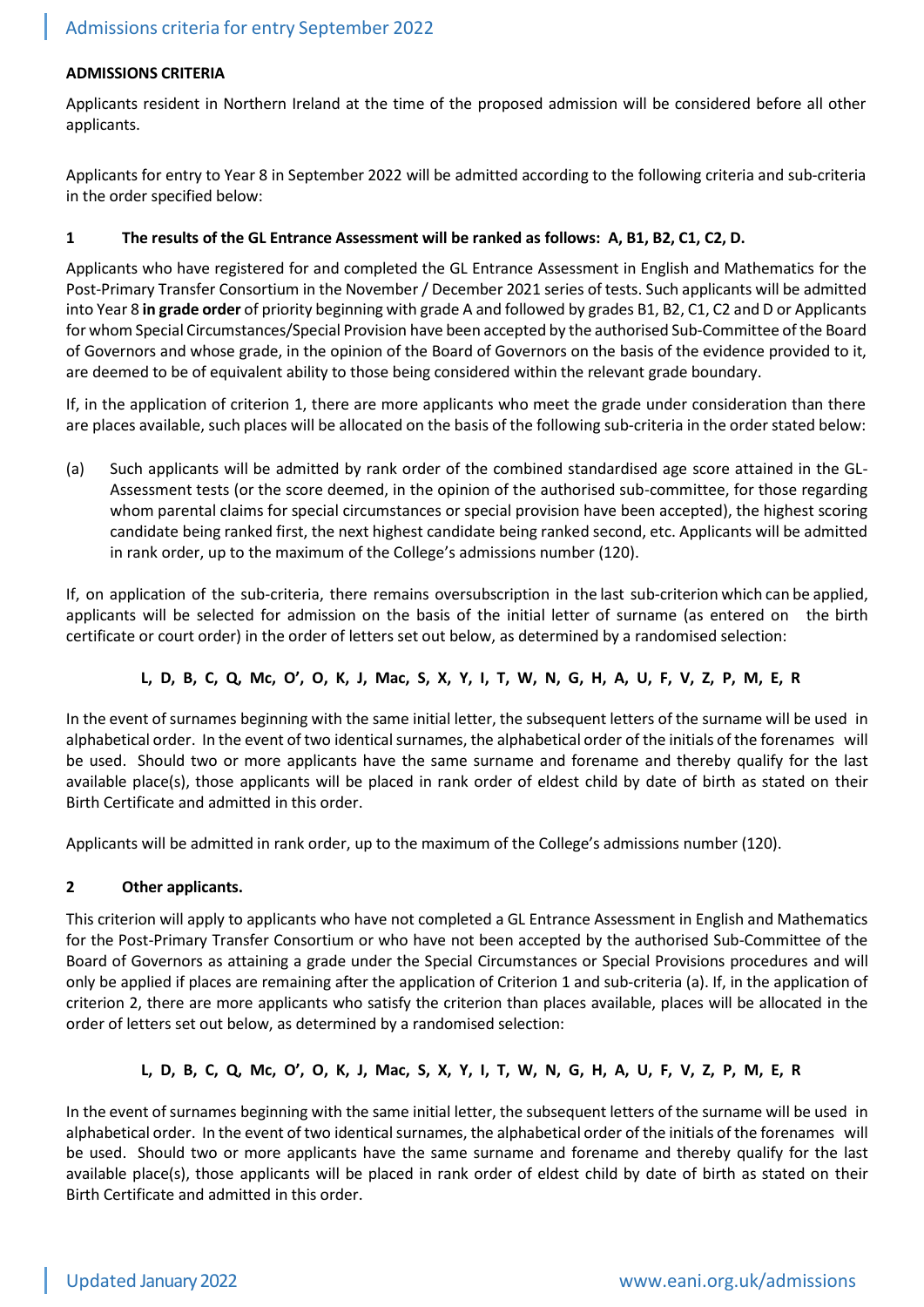## ADMISSIONS CRITERIA

Applicants resident in Northern Ireland at the time of the proposed admission will be considered before all other applicants.

Applicants for entry to Year 8 in September 2022 will be admitted according to the following criteria and sub-criteria in the order specified below:

### 1 The results of the GL Entrance Assessment will be ranked as follows: A, B1, B2, C1, C2, D.

Applicants who have registered for and completed the GL Entrance Assessment in English and Mathematics for the Post-Primary Transfer Consortium in the November / December 2021 series of tests. Such applicants will be admitted into Year 8 **in grade order** of priority beginning with grade A and followed by grades B1, B2, C1, C2 and D or Applicants for whom Special Circumstances/Special Provision have been accepted by the authorised Sub-Committee of the Board of Governors and whose grade, in the opinion of the Board of Governors on the basis of the evidence provided to it, are deemed to be of equivalent ability to those being considered within the relevant grade boundary.

If, in the application of criterion 1, there are more applicants who meet the grade under consideration than there are places available, such places will be allocated on the basis of the following sub-criteria in the order stated below:

(a) Such applicants will be admitted by rank order of the combined standardised age score attained in the GL-Assessment tests (or the score deemed, in the opinion of the authorised sub-committee, for those regarding whom parental claims for special circumstances or special provision have been accepted), the highest scoring candidate being ranked first, the next highest candidate being ranked second, etc. Applicants will be admitted in rank order, up to the maximum of the College's admissions number (120).

If, on application of the sub-criteria, there remains oversubscription in the last sub-criterion which can be applied, applicants will be selected for admission on the basis of the initial letter of surname (as entered on the birth certificate or court order) in the order of letters set out below, as determined by a randomised selection:

**L, D, B, C, Q, Mc, O', O, K, J, Mac, S, X, Y, I, T, W, N, G, H, A, U, F, V, Z, P, M, E, R**

In the event of surnames beginning with the same initial letter, the subsequent letters of the surname will be used in alphabetical order. In the event of two identical surnames, the alphabetical order of the initials of the forenames will be used. Should two or more applicants have the same surname and forename and thereby qualify for the last available place(s), those applicants will be placed in rank order of eldest child by date of birth as stated on their Birth Certificate and admitted in this order.

Applicants will be admitted in rank order, up to the maximum of the College's admissions number (120).

### 2 Other applicants.

This criterion will apply to applicants who have not completed a GL Entrance Assessment in English and Mathematics for the Post-Primary Transfer Consortium or who have not been accepted by the authorised Sub-Committee of the Board of Governors as attaining a grade under the Special Circumstances or Special Provisions procedures and will only be applied if places are remaining after the application of Criterion 1 and sub-criteria (a). If, in the application of criterion 2, there are more applicants who satisfy the criterion than places available, places will be allocated in the order of letters set out below, as determined by a randomised selection:

**L, D, B, C, Q, Mc, O', O, K, J, Mac, S, X, Y, I, T, W, N, G, H, A, U, F, V, Z, P, M, E, R**

In the event of surnames beginning with the same initial letter, the subsequent letters of the surname will be used in alphabetical order. In the event of two identical surnames, the alphabetical order of the initials of the forenames will be used. Should two or more applicants have the same surname and forename and thereby qualify for the last available place(s), those applicants will be placed in rank order of eldest child by date of birth as stated on their Birth Certificate and admitted in this order.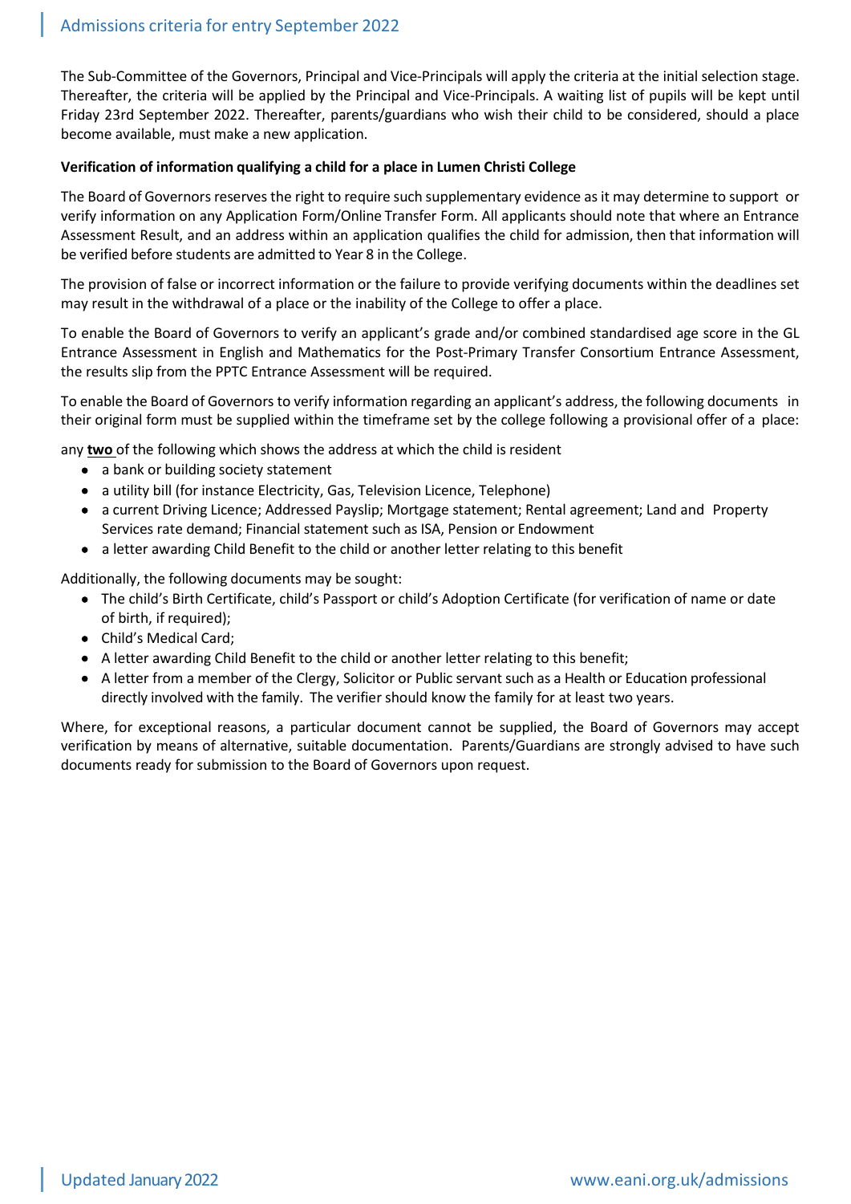The Sub-Committee of the Governors, Principal and Vice-Principals will apply the criteria at the initial selection stage. Thereafter, the criteria will be applied by the Principal and Vice-Principals. A waiting list of pupils will be kept until Friday 23rd September 2022. Thereafter, parents/guardians who wish their child to be considered, should a place become available, must make a new application.

**Verification of information qualifying a child for a place in Lumen Christi College**

The Board of Governors reserves the right to require such supplementary evidence as it may determine to support or verify information on any Application Form/Online Transfer Form. All applicants should note that where an Entrance Assessment Result, and an address within an application qualifies the child for admission, then that information will be verified before students are admitted to Year 8 in the College.

The provision of false or incorrect information or the failure to provide verifying documents within the deadlines set may result in the withdrawal of a place or the inability of the College to offer a place.

To enable the Board of Governors to verify an applicant's grade and/or combined standardised age score in the GL Entrance Assessment in English and Mathematics for the Post-Primary Transfer Consortium Entrance Assessment, the results slip from the PPTC Entrance Assessment will be required.

To enable the Board of Governors to verify information regarding an applicant's address, the following documents in their original form must be supplied within the timeframe set by the college following a provisional offer of a place:

any **two** of the following which shows the address at which the child is resident

- a bank or building society statement
- a utility bill (for instance Electricity, Gas, Television Licence, Telephone)
- a current Driving Licence; Addressed Payslip; Mortgage statement; Rental agreement; Land and Property Services rate demand; Financial statement such as ISA, Pension or Endowment
- a letter awarding Child Benefit to the child or another letter relating to this benefit

Additionally, the following documents may be sought:

- The child's Birth Certificate, child's Passport or child's Adoption Certificate (for verification of name or date of birth, if required);
- Child's Medical Card;
- A letter awarding Child Benefit to the child or another letter relating to this benefit;
- A letter from a member of the Clergy, Solicitor or Public servant such as a Health or Education professional directly involved with the family. The verifier should know the family for at least two years.

Where, for exceptional reasons, a particular document cannot be supplied, the Board of Governors may accept verification by means of alternative, suitable documentation. Parents/Guardians are strongly advised to have such documents ready for submission to the Board of Governors upon request.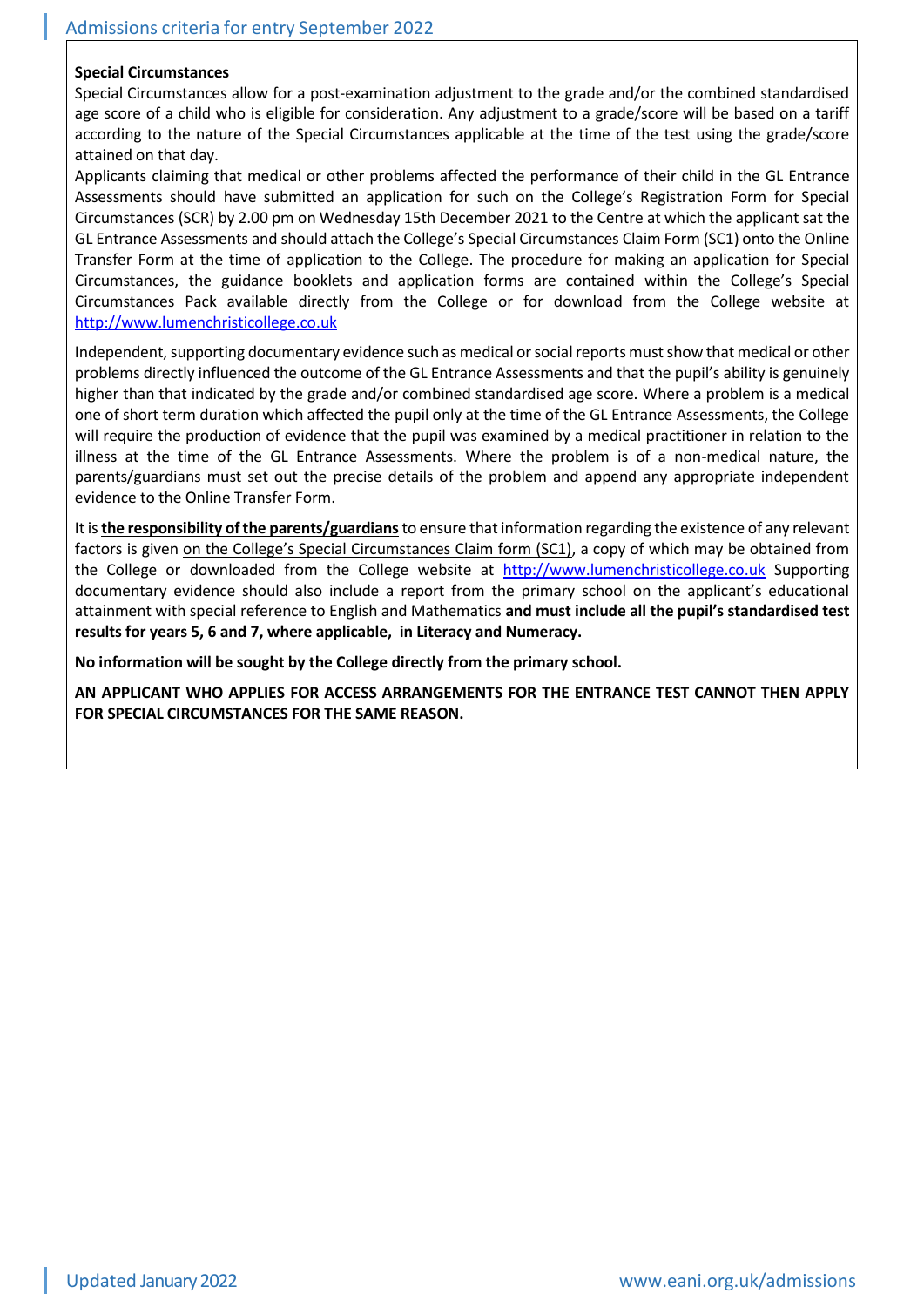**Special Circumstances**

Special Circumstances allow for a post-examination adjustment to the grade and/or the combined standardised age score of a child who is eligible for consideration. Any adjustment to a grade/score will be based on a tariff according to the nature of the Special Circumstances applicable at the time of the test using the grade/score attained on that day.

Applicants claiming that medical or other problems affected the performance of their child in the GL Entrance Assessments should have submitted an application for such on the College's Registration Form for Special Circumstances (SCR) by 2.00 pm on Wednesday 15th December 2021 to the Centre at which the applicant sat the GL Entrance Assessments and should attach the College's Special Circumstances Claim Form (SC1) onto the Online Transfer Form at the time of application to the College. The procedure for making an application for Special Circumstances, the guidance booklets and application forms are contained within the College's Special Circumstances Pack available directly from the College or for download from the College website at http://www.lumenchristicollege.co.uk

Independent, supporting documentary evidence such as medical or social reports must show that medical or other problems directly influenced the outcome of the GL Entrance Assessments and that the pupil's ability is genuinely higher than that indicated by the grade and/or combined standardised age score. Where a problem is a medical one of short term duration which affected the pupil only at the time of the GL Entrance Assessments, the College will require the production of evidence that the pupil was examined by a medical practitioner in relation to the illness at the time of the GL Entrance Assessments. Where the problem is of a non-medical nature, the parents/guardians must set out the precise details of the problem and append any appropriate independent evidence to the Online Transfer Form.

It is **the responsibility of the parents/guardians** to ensure that information regarding the existence of any relevant factors is given on the College's Special Circumstances Claim form (SC1), a copy of which may be obtained from the College or downloaded from the College website at http://www.lumenchristicollege.co.uk Supporting documentary evidence should also include a report from the primary school on the applicant's educational attainment with special reference to English and Mathematics **and must include all the pupil's standardised test results for years 5, 6 and 7, where applicable, in Literacy and Numeracy.**

**No information will be sought by the College directly from the primary school.**

**AN APPLICANT WHO APPLIES FOR ACCESS ARRANGEMENTS FOR THE ENTRANCE TEST CANNOT THEN APPLY FOR SPECIAL CIRCUMSTANCES FOR THE SAME REASON.**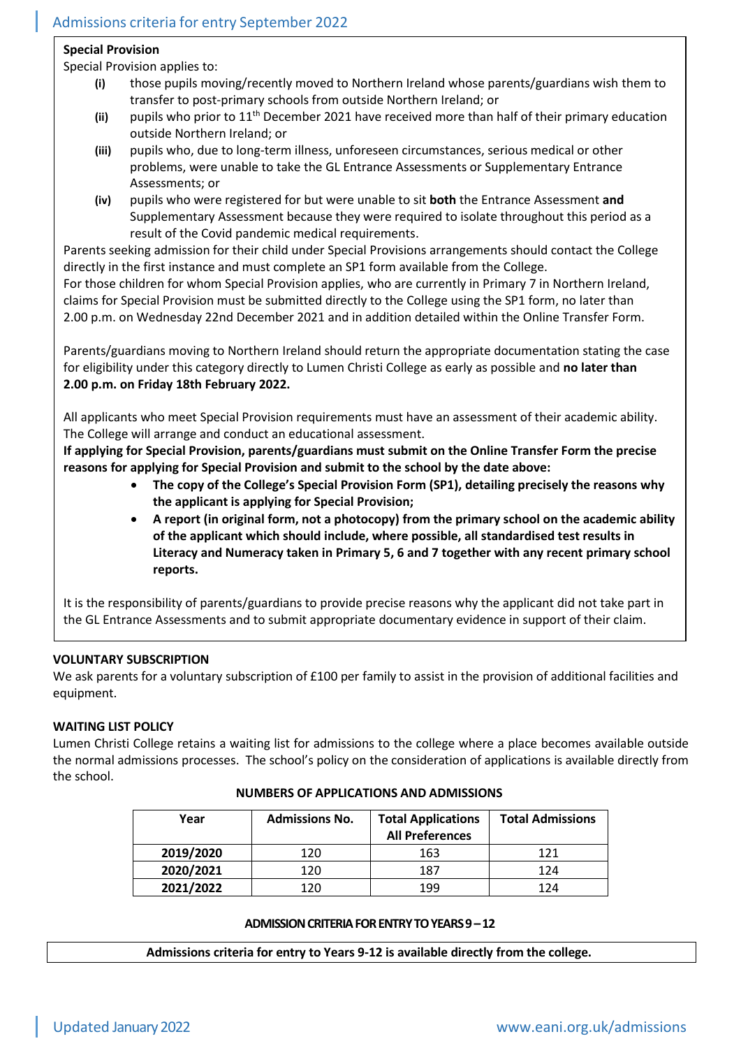## Admissions criteria for entry September 2022

**Special Provision**

Special Provision applies to:

**(i)** those pupils moving/recently moved to Northern Ireland whose parents/guardians wish them to transfer to post-primary schools from outside Northern Ireland; or

**(ii)** pupils who prior to 11th December 2021 have received more than half of their primary education outside Northern Ireland; or

**(iii)** pupils who, due to long-term illness, unforeseen circumstances, serious medical or other problems, were unable to take the GL Entrance Assessments or Supplementary Entrance Assessments; or

**(iv)** pupils who were registered for but were unable to sit **both** the Entrance Assessment **and** Supplementary Assessment because they were required to isolate throughout this period as a result of the Covid pandemic medical requirements.

Parents seeking admission for their child under Special Provisions arrangements should contact the College directly in the first instance and must complete an SP1 form available from the College.

For those children for whom Special Provision applies, who are currently in Primary 7 in Northern Ireland, claims for Special Provision must be submitted directly to the College using the SP1 form, no later than 2.00 p.m. on Wednesday 22nd December 2021 and in addition detailed within the Online Transfer Form.

Parents/guardians moving to Northern Ireland should return the appropriate documentation stating the case for eligibility under this category directly to Lumen Christi College as early as possible and **no later than 2.00 p.m. on Friday 18th February 2022.**

All applicants who meet Special Provision requirements must have an assessment of their academic ability. The College will arrange and conduct an educational assessment.

**If applying for Special Provision, parents/guardians must submit on the Online Transfer Form the precise reasons for applying for Special Provision and submit to the school by the date above:**

- **The copy of the College's Special Provision Form (SP1), detailing precisely the reasons why the applicant is applying for Special Provision;**
- **A report (in original form, not a photocopy) from the primary school on the academic ability of the applicant which should include, where possible, all standardised test results in Literacy and Numeracy taken in Primary 5, 6 and 7 together with any recent primary school reports.**

It is the responsibility of parents/guardians to provide precise reasons why the applicant did not take part in the GL Entrance Assessments and to submit appropriate documentary evidence in support of their claim.

**VOLUNTARY SUBSCRIPTION**

We ask parents for a voluntary subscription of £100 per family to assist in the provision of additional facilities and equipment.

**WAITING LIST POLICY**

Lumen Christi College retains a waiting list for admissions to the college where a place becomes available outside the normal admissions processes. The school's policy on the consideration of applications is available directly from the school.

**NUMBERS OF APPLICATIONS AND ADMISSIONS**

| Year | Admissions No. | Total Applications All Preferences | Total Admissions |
|---|---|---|---|
| **2019/2020** | 120 | 163 | 121 |
| **2020/2021** | 120 | 187 | 124 |
| **2021/2022** | 120 | 199 | 124 |

**ADMISSION CRITERIA FOR ENTRY TO YEARS 9 – 12**

**Admissions criteria for entry to Years 9-12 is available directly from the college.**